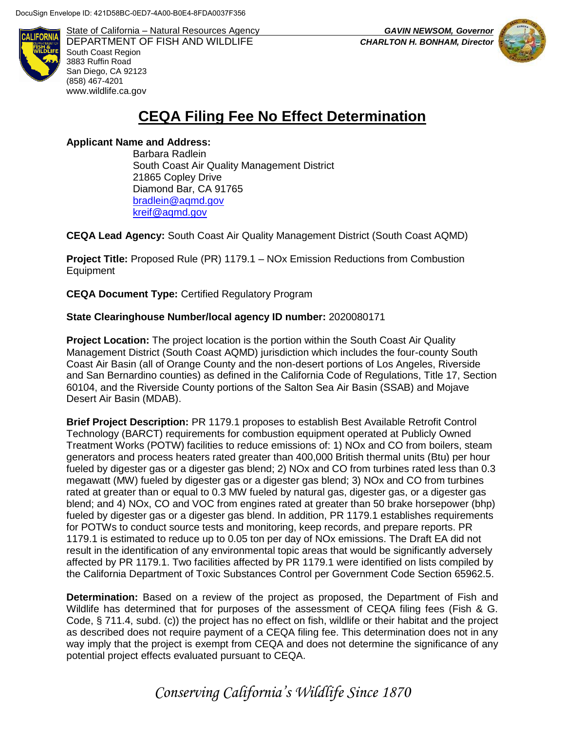DocuSign Envelope ID: 421D58BC-0ED7-4A00-B0E4-8FDA0037F356

State of California – Natural Resources Agency
DEPARTMENT OF FISH AND WILDLIFE
South Coast Region
3883 Ruffin Road
San Diego, CA 92123
(858) 467-4201
www.wildlife.ca.gov

***GAVIN NEWSOM, Governor***
***CHARLTON H. BONHAM, Director***

# CEQA Filing Fee No Effect Determination

**Applicant Name and Address:**

Barbara Radlein
South Coast Air Quality Management District
21865 Copley Drive
Diamond Bar, CA 91765
bradlein@aqmd.gov
kreif@aqmd.gov

**CEQA Lead Agency:** South Coast Air Quality Management District (South Coast AQMD)

**Project Title:** Proposed Rule (PR) 1179.1 – NOx Emission Reductions from Combustion Equipment

**CEQA Document Type:** Certified Regulatory Program

**State Clearinghouse Number/local agency ID number:** 2020080171

**Project Location:** The project location is the portion within the South Coast Air Quality Management District (South Coast AQMD) jurisdiction which includes the four-county South Coast Air Basin (all of Orange County and the non-desert portions of Los Angeles, Riverside and San Bernardino counties) as defined in the California Code of Regulations, Title 17, Section 60104, and the Riverside County portions of the Salton Sea Air Basin (SSAB) and Mojave Desert Air Basin (MDAB).

**Brief Project Description:** PR 1179.1 proposes to establish Best Available Retrofit Control Technology (BARCT) requirements for combustion equipment operated at Publicly Owned Treatment Works (POTW) facilities to reduce emissions of: 1) NOx and CO from boilers, steam generators and process heaters rated greater than 400,000 British thermal units (Btu) per hour fueled by digester gas or a digester gas blend; 2) NOx and CO from turbines rated less than 0.3 megawatt (MW) fueled by digester gas or a digester gas blend; 3) NOx and CO from turbines rated at greater than or equal to 0.3 MW fueled by natural gas, digester gas, or a digester gas blend; and 4) NOx, CO and VOC from engines rated at greater than 50 brake horsepower (bhp) fueled by digester gas or a digester gas blend. In addition, PR 1179.1 establishes requirements for POTWs to conduct source tests and monitoring, keep records, and prepare reports. PR 1179.1 is estimated to reduce up to 0.05 ton per day of NOx emissions. The Draft EA did not result in the identification of any environmental topic areas that would be significantly adversely affected by PR 1179.1. Two facilities affected by PR 1179.1 were identified on lists compiled by the California Department of Toxic Substances Control per Government Code Section 65962.5.

**Determination:** Based on a review of the project as proposed, the Department of Fish and Wildlife has determined that for purposes of the assessment of CEQA filing fees (Fish & G. Code, § 711.4, subd. (c)) the project has no effect on fish, wildlife or their habitat and the project as described does not require payment of a CEQA filing fee. This determination does not in any way imply that the project is exempt from CEQA and does not determine the significance of any potential project effects evaluated pursuant to CEQA.

*Conserving California's Wildlife Since 1870*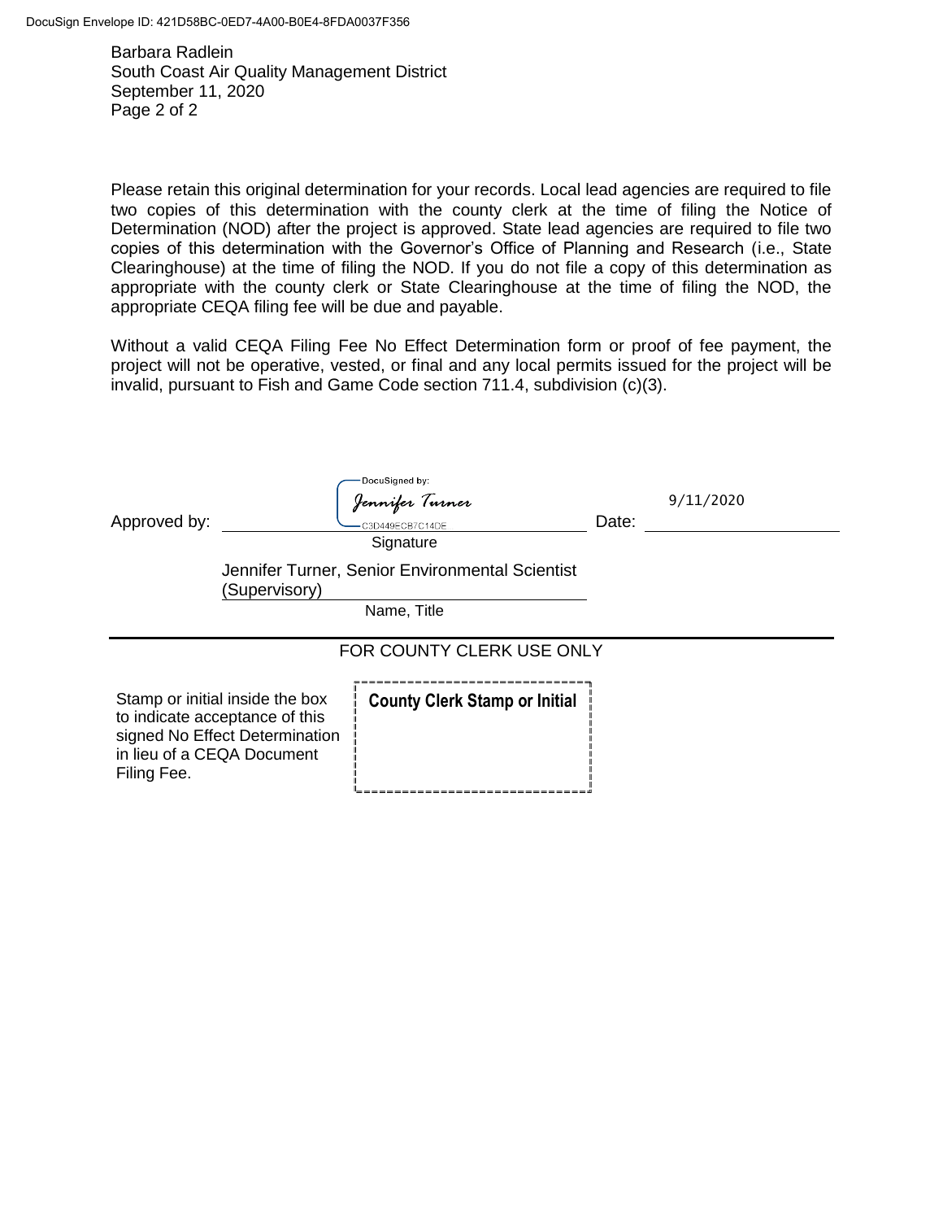Please retain this original determination for your records. Local lead agencies are required to file two copies of this determination with the county clerk at the time of filing the Notice of Determination (NOD) after the project is approved. State lead agencies are required to file two copies of this determination with the Governor's Office of Planning and Research (i.e., State Clearinghouse) at the time of filing the NOD. If you do not file a copy of this determination as appropriate with the county clerk or State Clearinghouse at the time of filing the NOD, the appropriate CEQA filing fee will be due and payable.

Without a valid CEQA Filing Fee No Effect Determination form or proof of fee payment, the project will not be operative, vested, or final and any local permits issued for the project will be invalid, pursuant to Fish and Game Code section 711.4, subdivision (c)(3).

Approved by: DocuSigned by: Jennifer Turner C3D449ECB7C14DE Date: 9/11/2020

Signature

Jennifer Turner, Senior Environmental Scientist (Supervisory)

Name, Title

FOR COUNTY CLERK USE ONLY

Stamp or initial inside the box to indicate acceptance of this signed No Effect Determination in lieu of a CEQA Document Filing Fee.

**County Clerk Stamp or Initial**